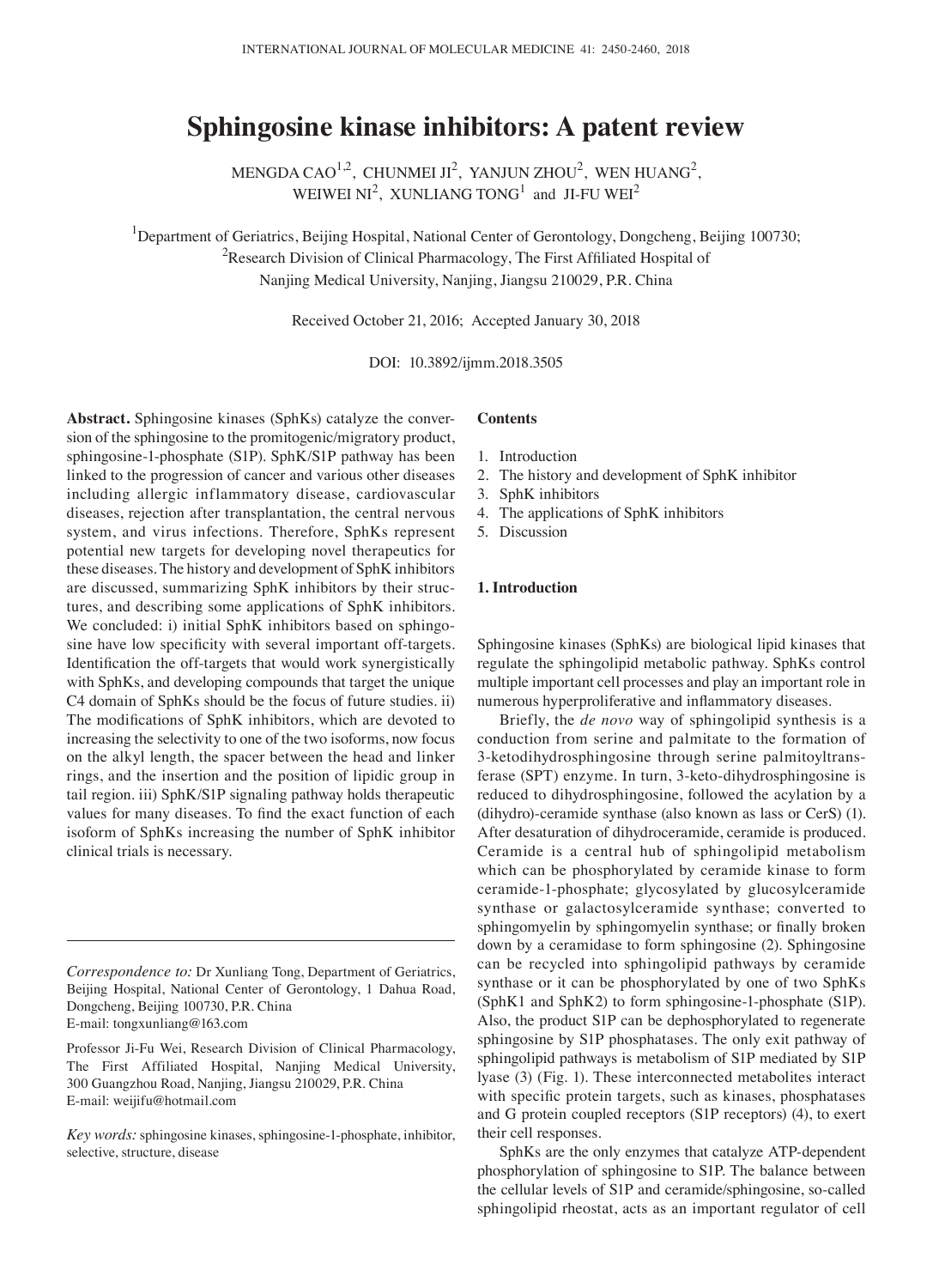# Sphingosine kinase inhibitors: A patent review

MENGDA CAO[1,2], CHUNMEI JI[2], YANJUN ZHOU[2], WEN HUANG[2], WEIWEI NI[2], XUNLIANG TONG[1] and JI-FU WEI[2]

[1]Department of Geriatrics, Beijing Hospital, National Center of Gerontology, Dongcheng, Beijing 100730; [2]Research Division of Clinical Pharmacology, The First Affiliated Hospital of Nanjing Medical University, Nanjing, Jiangsu 210029, P.R. China

Received October 21, 2016; Accepted January 30, 2018

DOI: 10.3892/ijmm.2018.3505

**Abstract.** Sphingosine kinases (SphKs) catalyze the conversion of the sphingosine to the promitogenic/migratory product, sphingosine-1-phosphate (S1P). SphK/S1P pathway has been linked to the progression of cancer and various other diseases including allergic inflammatory disease, cardiovascular diseases, rejection after transplantation, the central nervous system, and virus infections. Therefore, SphKs represent potential new targets for developing novel therapeutics for these diseases. The history and development of SphK inhibitors are discussed, summarizing SphK inhibitors by their structures, and describing some applications of SphK inhibitors. We concluded: i) initial SphK inhibitors based on sphingosine have low specificity with several important off-targets. Identification the off-targets that would work synergistically with SphKs, and developing compounds that target the unique C4 domain of SphKs should be the focus of future studies. ii) The modifications of SphK inhibitors, which are devoted to increasing the selectivity to one of the two isoforms, now focus on the alkyl length, the spacer between the head and linker rings, and the insertion and the position of lipidic group in tail region. iii) SphK/S1P signaling pathway holds therapeutic values for many diseases. To find the exact function of each isoform of SphKs increasing the number of SphK inhibitor clinical trials is necessary.

*Correspondence to:* Dr Xunliang Tong, Department of Geriatrics, Beijing Hospital, National Center of Gerontology, 1 Dahua Road, Dongcheng, Beijing 100730, P.R. China
E-mail: tongxunliang@163.com

Professor Ji-Fu Wei, Research Division of Clinical Pharmacology, The First Affiliated Hospital, Nanjing Medical University, 300 Guangzhou Road, Nanjing, Jiangsu 210029, P.R. China
E-mail: weijifu@hotmail.com

*Key words:* sphingosine kinases, sphingosine-1-phosphate, inhibitor, selective, structure, disease

**Contents**

1. Introduction
2. The history and development of SphK inhibitor
3. SphK inhibitors
4. The applications of SphK inhibitors
5. Discussion

## 1. Introduction

Sphingosine kinases (SphKs) are biological lipid kinases that regulate the sphingolipid metabolic pathway. SphKs control multiple important cell processes and play an important role in numerous hyperproliferative and inflammatory diseases.

Briefly, the *de novo* way of sphingolipid synthesis is a conduction from serine and palmitate to the formation of 3-ketodihydrosphingosine through serine palmitoyltransferase (SPT) enzyme. In turn, 3-keto-dihydrosphingosine is reduced to dihydrosphingosine, followed the acylation by a (dihydro)-ceramide synthase (also known as lass or CerS) (1). After desaturation of dihydroceramide, ceramide is produced. Ceramide is a central hub of sphingolipid metabolism which can be phosphorylated by ceramide kinase to form ceramide-1-phosphate; glycosylated by glucosylceramide synthase or galactosylceramide synthase; converted to sphingomyelin by sphingomyelin synthase; or finally broken down by a ceramidase to form sphingosine (2). Sphingosine can be recycled into sphingolipid pathways by ceramide synthase or it can be phosphorylated by one of two SphKs (SphK1 and SphK2) to form sphingosine-1-phosphate (S1P). Also, the product S1P can be dephosphorylated to regenerate sphingosine by S1P phosphatases. The only exit pathway of sphingolipid pathways is metabolism of S1P mediated by S1P lyase (3) (Fig. 1). These interconnected metabolites interact with specific protein targets, such as kinases, phosphatases and G protein coupled receptors (S1P receptors) (4), to exert their cell responses.

SphKs are the only enzymes that catalyze ATP-dependent phosphorylation of sphingosine to S1P. The balance between the cellular levels of S1P and ceramide/sphingosine, so-called sphingolipid rheostat, acts as an important regulator of cell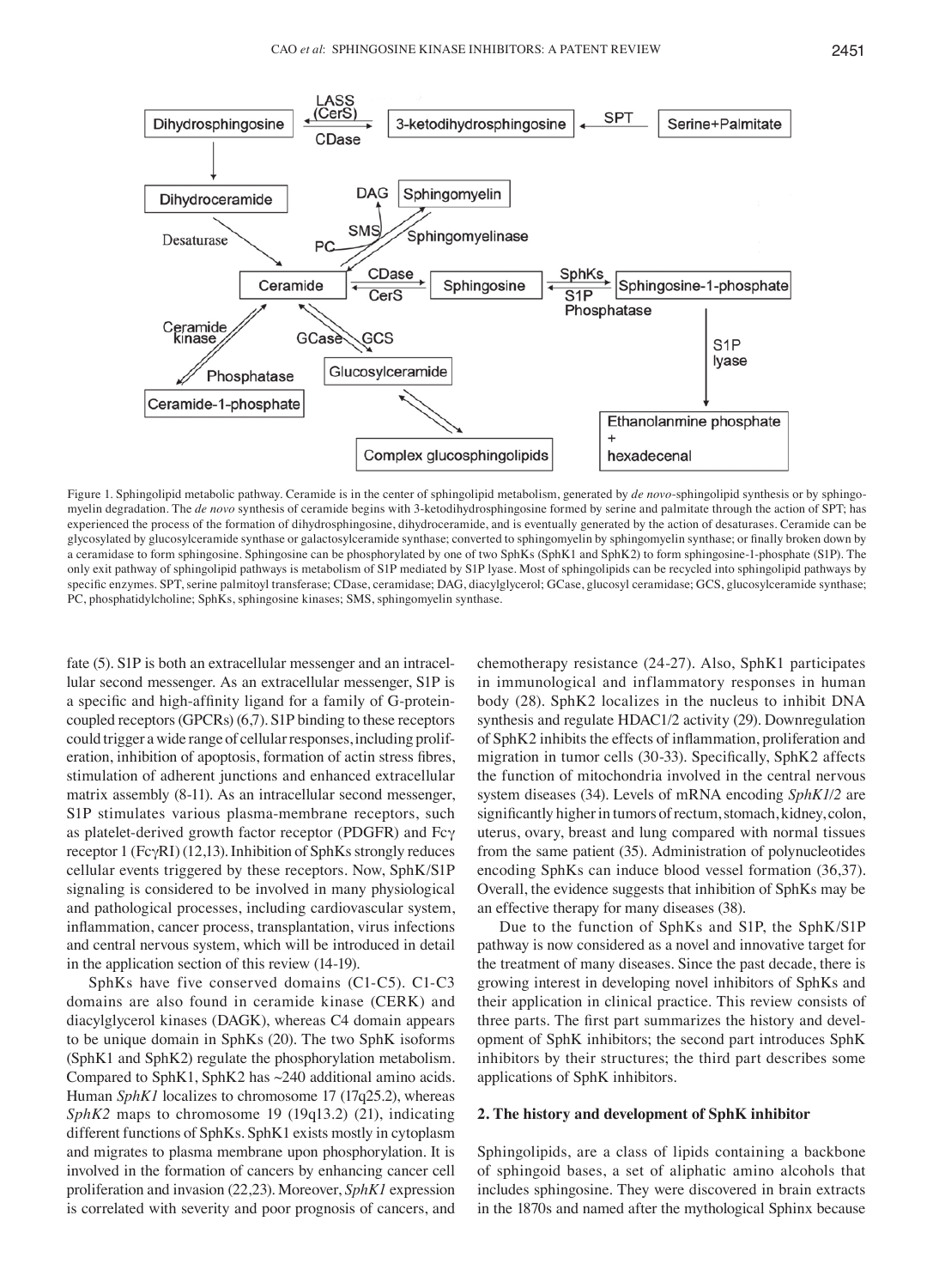Figure 1. Sphingolipid metabolic pathway. Ceramide is in the center of sphingolipid metabolism, generated by *de novo*-sphingolipid synthesis or by sphingomyelin degradation. The *de novo* synthesis of ceramide begins with 3-ketodihydrosphingosine formed by serine and palmitate through the action of SPT; has experienced the process of the formation of dihydrosphingosine, dihydroceramide, and is eventually generated by the action of desaturases. Ceramide can be glycosylated by glucosylceramide synthase or galactosylceramide synthase; converted to sphingomyelin by sphingomyelin synthase; or finally broken down by a ceramidase to form sphingosine. Sphingosine can be phosphorylated by one of two SphKs (SphK1 and SphK2) to form sphingosine-1-phosphate (S1P). The only exit pathway of sphingolipid pathways is metabolism of S1P mediated by S1P lyase. Most of sphingolipids can be recycled into sphingolipid pathways by specific enzymes. SPT, serine palmitoyl transferase; CDase, ceramidase; DAG, diacylglycerol; GCase, glucosyl ceramidase; GCS, glucosylceramide synthase; PC, phosphatidylcholine; SphKs, sphingosine kinases; SMS, sphingomyelin synthase.

fate (5). S1P is both an extracellular messenger and an intracellular second messenger. As an extracellular messenger, S1P is a specific and high-affinity ligand for a family of G-protein-coupled receptors (GPCRs) (6,7). S1P binding to these receptors could trigger a wide range of cellular responses, including proliferation, inhibition of apoptosis, formation of actin stress fibres, stimulation of adherent junctions and enhanced extracellular matrix assembly (8-11). As an intracellular second messenger, S1P stimulates various plasma-membrane receptors, such as platelet-derived growth factor receptor (PDGFR) and Fcγ receptor 1 (FcγRI) (12,13). Inhibition of SphKs strongly reduces cellular events triggered by these receptors. Now, SphK/S1P signaling is considered to be involved in many physiological and pathological processes, including cardiovascular system, inflammation, cancer process, transplantation, virus infections and central nervous system, which will be introduced in detail in the application section of this review (14-19).

SphKs have five conserved domains (C1-C5). C1-C3 domains are also found in ceramide kinase (CERK) and diacylglycerol kinases (DAGK), whereas C4 domain appears to be unique domain in SphKs (20). The two SphK isoforms (SphK1 and SphK2) regulate the phosphorylation metabolism. Compared to SphK1, SphK2 has ~240 additional amino acids. Human *SphK1* localizes to chromosome 17 (17q25.2), whereas *SphK2* maps to chromosome 19 (19q13.2) (21), indicating different functions of SphKs. SphK1 exists mostly in cytoplasm and migrates to plasma membrane upon phosphorylation. It is involved in the formation of cancers by enhancing cancer cell proliferation and invasion (22,23). Moreover, *SphK1* expression is correlated with severity and poor prognosis of cancers, and chemotherapy resistance (24-27). Also, SphK1 participates in immunological and inflammatory responses in human body (28). SphK2 localizes in the nucleus to inhibit DNA synthesis and regulate HDAC1/2 activity (29). Downregulation of SphK2 inhibits the effects of inflammation, proliferation and migration in tumor cells (30-33). Specifically, SphK2 affects the function of mitochondria involved in the central nervous system diseases (34). Levels of mRNA encoding *SphK1/2* are significantly higher in tumors of rectum, stomach, kidney, colon, uterus, ovary, breast and lung compared with normal tissues from the same patient (35). Administration of polynucleotides encoding SphKs can induce blood vessel formation (36,37). Overall, the evidence suggests that inhibition of SphKs may be an effective therapy for many diseases (38).

Due to the function of SphKs and S1P, the SphK/S1P pathway is now considered as a novel and innovative target for the treatment of many diseases. Since the past decade, there is growing interest in developing novel inhibitors of SphKs and their application in clinical practice. This review consists of three parts. The first part summarizes the history and development of SphK inhibitors; the second part introduces SphK inhibitors by their structures; the third part describes some applications of SphK inhibitors.

## 2. The history and development of SphK inhibitor

Sphingolipids, are a class of lipids containing a backbone of sphingoid bases, a set of aliphatic amino alcohols that includes sphingosine. They were discovered in brain extracts in the 1870s and named after the mythological Sphinx because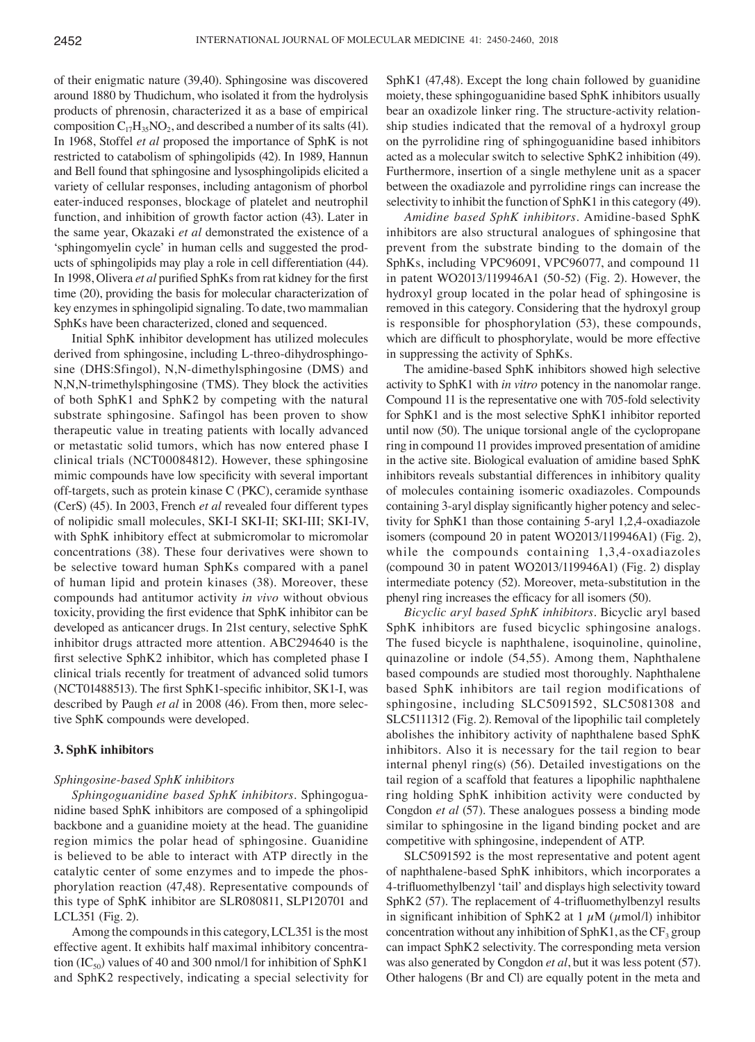of their enigmatic nature (39,40). Sphingosine was discovered around 1880 by Thudichum, who isolated it from the hydrolysis products of phrenosin, characterized it as a base of empirical composition $C_{17}H_{35}NO_2$, and described a number of its salts (41). In 1968, Stoffel *et al* proposed the importance of SphK is not restricted to catabolism of sphingolipids (42). In 1989, Hannun and Bell found that sphingosine and lysosphingolipids elicited a variety of cellular responses, including antagonism of phorbol eater-induced responses, blockage of platelet and neutrophil function, and inhibition of growth factor action (43). Later in the same year, Okazaki *et al* demonstrated the existence of a 'sphingomyelin cycle' in human cells and suggested the products of sphingolipids may play a role in cell differentiation (44). In 1998, Olivera *et al* purified SphKs from rat kidney for the first time (20), providing the basis for molecular characterization of key enzymes in sphingolipid signaling. To date, two mammalian SphKs have been characterized, cloned and sequenced.

Initial SphK inhibitor development has utilized molecules derived from sphingosine, including L-threo-dihydrosphingosine (DHS:Sfingol), N,N-dimethylsphingosine (DMS) and N,N,N-trimethylsphingosine (TMS). They block the activities of both SphK1 and SphK2 by competing with the natural substrate sphingosine. Safingol has been proven to show therapeutic value in treating patients with locally advanced or metastatic solid tumors, which has now entered phase I clinical trials (NCT00084812). However, these sphingosine mimic compounds have low specificity with several important off-targets, such as protein kinase C (PKC), ceramide synthase (CerS) (45). In 2003, French *et al* revealed four different types of nolipidic small molecules, SKI-I SKI-II; SKI-III; SKI-IV, with SphK inhibitory effect at submicromolar to micromolar concentrations (38). These four derivatives were shown to be selective toward human SphKs compared with a panel of human lipid and protein kinases (38). Moreover, these compounds had antitumor activity *in vivo* without obvious toxicity, providing the first evidence that SphK inhibitor can be developed as anticancer drugs. In 21st century, selective SphK inhibitor drugs attracted more attention. ABC294640 is the first selective SphK2 inhibitor, which has completed phase I clinical trials recently for treatment of advanced solid tumors (NCT01488513). The first SphK1-specific inhibitor, SK1-I, was described by Paugh *et al* in 2008 (46). From then, more selective SphK compounds were developed.

## 3. SphK inhibitors

### *Sphingosine-based SphK inhibitors*

*Sphingoguanidine based SphK inhibitors.* Sphingoguanidine based SphK inhibitors are composed of a sphingolipid backbone and a guanidine moiety at the head. The guanidine region mimics the polar head of sphingosine. Guanidine is believed to be able to interact with ATP directly in the catalytic center of some enzymes and to impede the phosphorylation reaction (47,48). Representative compounds of this type of SphK inhibitor are SLR080811, SLP120701 and LCL351 (Fig. 2).

Among the compounds in this category, LCL351 is the most effective agent. It exhibits half maximal inhibitory concentration ($IC_{50}$) values of 40 and 300 nmol/l for inhibition of SphK1 and SphK2 respectively, indicating a special selectivity for SphK1 (47,48). Except the long chain followed by guanidine moiety, these sphingoguanidine based SphK inhibitors usually bear an oxadizole linker ring. The structure-activity relationship studies indicated that the removal of a hydroxyl group on the pyrrolidine ring of sphingoguanidine based inhibitors acted as a molecular switch to selective SphK2 inhibition (49). Furthermore, insertion of a single methylene unit as a spacer between the oxadiazole and pyrrolidine rings can increase the selectivity to inhibit the function of SphK1 in this category (49).

*Amidine based SphK inhibitors.* Amidine-based SphK inhibitors are also structural analogues of sphingosine that prevent from the substrate binding to the domain of the SphKs, including VPC96091, VPC96077, and compound 11 in patent WO2013/119946A1 (50-52) (Fig. 2). However, the hydroxyl group located in the polar head of sphingosine is removed in this category. Considering that the hydroxyl group is responsible for phosphorylation (53), these compounds, which are difficult to phosphorylate, would be more effective in suppressing the activity of SphKs.

The amidine-based SphK inhibitors showed high selective activity to SphK1 with *in vitro* potency in the nanomolar range. Compound 11 is the representative one with 705-fold selectivity for SphK1 and is the most selective SphK1 inhibitor reported until now (50). The unique torsional angle of the cyclopropane ring in compound 11 provides improved presentation of amidine in the active site. Biological evaluation of amidine based SphK inhibitors reveals substantial differences in inhibitory quality of molecules containing isomeric oxadiazoles. Compounds containing 3-aryl display significantly higher potency and selectivity for SphK1 than those containing 5-aryl 1,2,4-oxadiazole isomers (compound 20 in patent WO2013/119946A1) (Fig. 2), while the compounds containing 1,3,4-oxadiazoles (compound 30 in patent WO2013/119946A1) (Fig. 2) display intermediate potency (52). Moreover, meta-substitution in the phenyl ring increases the efficacy for all isomers (50).

*Bicyclic aryl based SphK inhibitors.* Bicyclic aryl based SphK inhibitors are fused bicyclic sphingosine analogs. The fused bicycle is naphthalene, isoquinoline, quinoline, quinazoline or indole (54,55). Among them, Naphthalene based compounds are studied most thoroughly. Naphthalene based SphK inhibitors are tail region modifications of sphingosine, including SLC5091592, SLC5081308 and SLC5111312 (Fig. 2). Removal of the lipophilic tail completely abolishes the inhibitory activity of naphthalene based SphK inhibitors. Also it is necessary for the tail region to bear internal phenyl ring(s) (56). Detailed investigations on the tail region of a scaffold that features a lipophilic naphthalene ring holding SphK inhibition activity were conducted by Congdon *et al* (57). These analogues possess a binding mode similar to sphingosine in the ligand binding pocket and are competitive with sphingosine, independent of ATP.

SLC5091592 is the most representative and potent agent of naphthalene-based SphK inhibitors, which incorporates a 4-trifluomethylbenzyl 'tail' and displays high selectivity toward SphK2 (57). The replacement of 4-trifluomethylbenzyl results in significant inhibition of SphK2 at 1 $\mu$M ($\mu$mol/l) inhibitor concentration without any inhibition of SphK1, as the $CF_3$ group can impact SphK2 selectivity. The corresponding meta version was also generated by Congdon *et al*, but it was less potent (57). Other halogens (Br and Cl) are equally potent in the meta and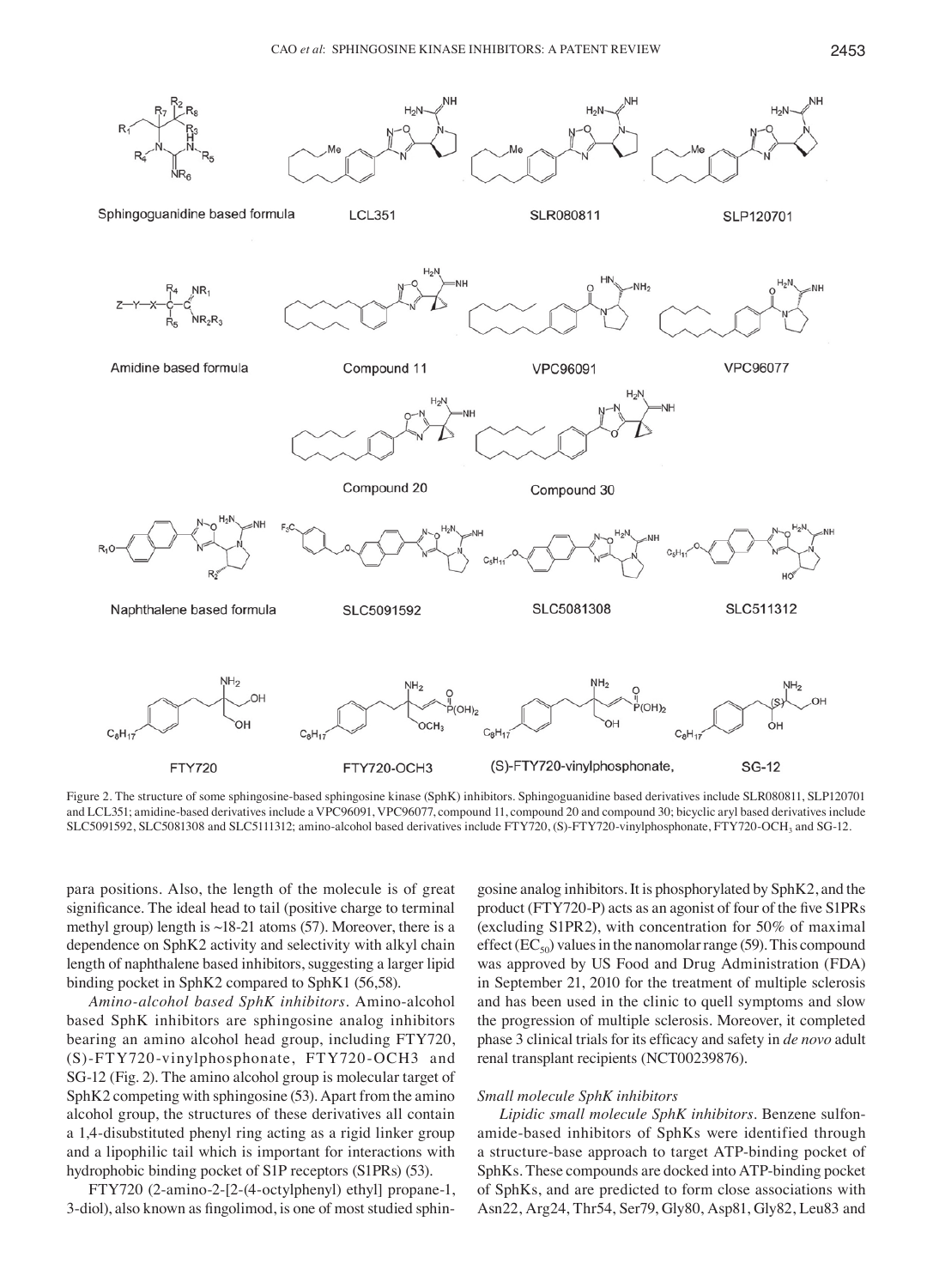Figure 2. The structure of some sphingosine-based sphingosine kinase (SphK) inhibitors. Sphingoguanidine based derivatives include SLR080811, SLP120701 and LCL351; amidine-based derivatives include a VPC96091, VPC96077, compound 11, compound 20 and compound 30; bicyclic aryl based derivatives include SLC5091592, SLC5081308 and SLC5111312; amino-alcohol based derivatives include FTY720, (S)-FTY720-vinylphosphonate, FTY720-OCH$_3$ and SG-12.

para positions. Also, the length of the molecule is of great significance. The ideal head to tail (positive charge to terminal methyl group) length is ~18-21 atoms (57). Moreover, there is a dependence on SphK2 activity and selectivity with alkyl chain length of naphthalene based inhibitors, suggesting a larger lipid binding pocket in SphK2 compared to SphK1 (56,58).

*Amino-alcohol based SphK inhibitors.* Amino-alcohol based SphK inhibitors are sphingosine analog inhibitors bearing an amino alcohol head group, including FTY720, (S)-FTY720-vinylphosphonate, FTY720-OCH3 and SG-12 (Fig. 2). The amino alcohol group is molecular target of SphK2 competing with sphingosine (53). Apart from the amino alcohol group, the structures of these derivatives all contain a 1,4-disubstituted phenyl ring acting as a rigid linker group and a lipophilic tail which is important for interactions with hydrophobic binding pocket of S1P receptors (S1PRs) (53).

FTY720 (2-amino-2-[2-(4-octylphenyl) ethyl] propane-1, 3-diol), also known as fingolimod, is one of most studied sphingosine analog inhibitors. It is phosphorylated by SphK2, and the product (FTY720-P) acts as an agonist of four of the five S1PRs (excluding S1PR2), with concentration for 50% of maximal effect ($EC_{50}$) values in the nanomolar range (59). This compound was approved by US Food and Drug Administration (FDA) in September 21, 2010 for the treatment of multiple sclerosis and has been used in the clinic to quell symptoms and slow the progression of multiple sclerosis. Moreover, it completed phase 3 clinical trials for its efficacy and safety in *de novo* adult renal transplant recipients (NCT00239876).

### *Small molecule SphK inhibitors*

*Lipidic small molecule SphK inhibitors.* Benzene sulfonamide-based inhibitors of SphKs were identified through a structure-base approach to target ATP-binding pocket of SphKs. These compounds are docked into ATP-binding pocket of SphKs, and are predicted to form close associations with Asn22, Arg24, Thr54, Ser79, Gly80, Asp81, Gly82, Leu83 and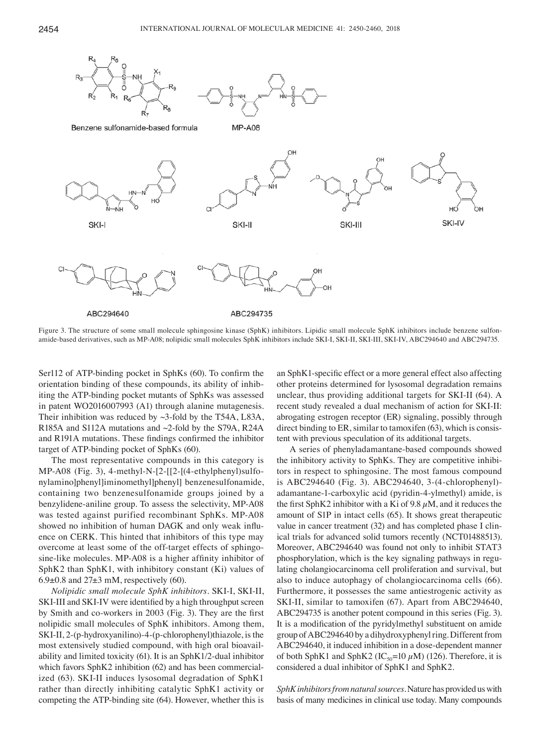Figure 3. The structure of some small molecule sphingosine kinase (SphK) inhibitors. Lipidic small molecule SphK inhibitors include benzene sulfonamide-based derivatives, such as MP-A08; nolipidic small molecules SphK inhibitors include SKI-I, SKI-II, SKI-III, SKI-IV, ABC294640 and ABC294735.

Ser112 of ATP-binding pocket in SphKs (60). To confirm the orientation binding of these compounds, its ability of inhibiting the ATP-binding pocket mutants of SphKs was assessed in patent WO2016007993 (A1) through alanine mutagenesis. Their inhibition was reduced by ~3-fold by the T54A, L83A, R185A and S112A mutations and ~2-fold by the S79A, R24A and R191A mutations. These findings confirmed the inhibitor target of ATP-binding pocket of SphKs (60).

The most representative compounds in this category is MP-A08 (Fig. 3), 4-methyl-N-[2-[[2-[(4-ethylphenyl)sulfonylamino]phenyl]iminomethyl]phenyl] benzenesulfonamide, containing two benzenesulfonamide groups joined by a benzylidene-aniline group. To assess the selectivity, MP-A08 was tested against purified recombinant SphKs. MP-A08 showed no inhibition of human DAGK and only weak influence on CERK. This hinted that inhibitors of this type may overcome at least some of the off-target effects of sphingosine-like molecules. MP-A08 is a higher affinity inhibitor of SphK2 than SphK1, with inhibitory constant (Ki) values of 6.9±0.8 and 27±3 mM, respectively (60).

*Nolipidic small molecule SphK inhibitors*. SKI-I, SKI-II, SKI-III and SKI-IV were identified by a high throughput screen by Smith and co-workers in 2003 (Fig. 3). They are the first nolipidic small molecules of SphK inhibitors. Among them, SKI-II, 2-(p-hydroxyanilino)-4-(p-chlorophenyl)thiazole, is the most extensively studied compound, with high oral bioavailability and limited toxicity (61). It is an SphK1/2-dual inhibitor which favors SphK2 inhibition (62) and has been commercialized (63). SKI-II induces lysosomal degradation of SphK1 rather than directly inhibiting catalytic SphK1 activity or competing the ATP-binding site (64). However, whether this is an SphK1-specific effect or a more general effect also affecting other proteins determined for lysosomal degradation remains unclear, thus providing additional targets for SKI-II (64). A recent study revealed a dual mechanism of action for SKI-II: abrogating estrogen receptor (ER) signaling, possibly through direct binding to ER, similar to tamoxifen (63), which is consistent with previous speculation of its additional targets.

A series of phenyladamantane-based compounds showed the inhibitory activity to SphKs. They are competitive inhibitors in respect to sphingosine. The most famous compound is ABC294640 (Fig. 3). ABC294640, 3-(4-chlorophenyl)-adamantane-1-carboxylic acid (pyridin-4-ylmethyl) amide, is the first SphK2 inhibitor with a Ki of 9.8 $\mu$M, and it reduces the amount of S1P in intact cells (65). It shows great therapeutic value in cancer treatment (32) and has completed phase I clinical trials for advanced solid tumors recently (NCT01488513). Moreover, ABC294640 was found not only to inhibit STAT3 phosphorylation, which is the key signaling pathways in regulating cholangiocarcinoma cell proliferation and survival, but also to induce autophagy of cholangiocarcinoma cells (66). Furthermore, it possesses the same antiestrogenic activity as SKI-II, similar to tamoxifen (67). Apart from ABC294640, ABC294735 is another potent compound in this series (Fig. 3). It is a modification of the pyridylmethyl substituent on amide group of ABC294640 by a dihydroxyphenyl ring. Different from ABC294640, it induced inhibition in a dose-dependent manner of both SphK1 and SphK2 ($IC_{50}$=10 $\mu$M) (126). Therefore, it is considered a dual inhibitor of SphK1 and SphK2.

*SphK inhibitors from natural sources*. Nature has provided us with basis of many medicines in clinical use today. Many compounds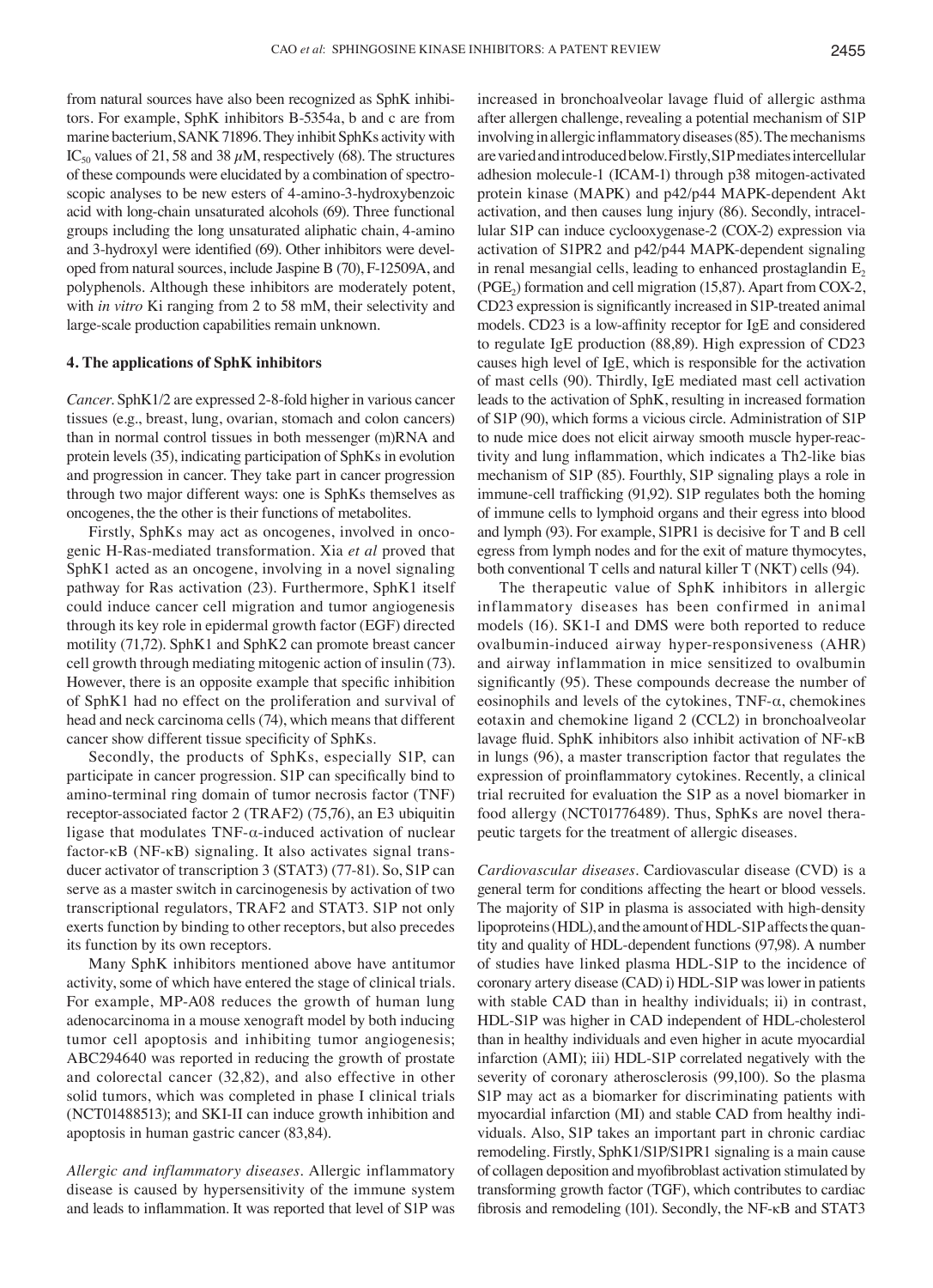from natural sources have also been recognized as SphK inhibitors. For example, SphK inhibitors B-5354a, b and c are from marine bacterium, SANK 71896. They inhibit SphKs activity with $IC_{50}$ values of 21, 58 and 38 $\mu$M, respectively (68). The structures of these compounds were elucidated by a combination of spectroscopic analyses to be new esters of 4-amino-3-hydroxybenzoic acid with long-chain unsaturated alcohols (69). Three functional groups including the long unsaturated aliphatic chain, 4-amino and 3-hydroxyl were identified (69). Other inhibitors were developed from natural sources, include Jaspine B (70), F-12509A, and polyphenols. Although these inhibitors are moderately potent, with *in vitro* Ki ranging from 2 to 58 mM, their selectivity and large-scale production capabilities remain unknown.

## 4. The applications of SphK inhibitors

*Cancer.* SphK1/2 are expressed 2-8-fold higher in various cancer tissues (e.g., breast, lung, ovarian, stomach and colon cancers) than in normal control tissues in both messenger (m)RNA and protein levels (35), indicating participation of SphKs in evolution and progression in cancer. They take part in cancer progression through two major different ways: one is SphKs themselves as oncogenes, the the other is their functions of metabolites.

Firstly, SphKs may act as oncogenes, involved in oncogenic H-Ras-mediated transformation. Xia *et al* proved that SphK1 acted as an oncogene, involving in a novel signaling pathway for Ras activation (23). Furthermore, SphK1 itself could induce cancer cell migration and tumor angiogenesis through its key role in epidermal growth factor (EGF) directed motility (71,72). SphK1 and SphK2 can promote breast cancer cell growth through mediating mitogenic action of insulin (73). However, there is an opposite example that specific inhibition of SphK1 had no effect on the proliferation and survival of head and neck carcinoma cells (74), which means that different cancer show different tissue specificity of SphKs.

Secondly, the products of SphKs, especially S1P, can participate in cancer progression. S1P can specifically bind to amino-terminal ring domain of tumor necrosis factor (TNF) receptor-associated factor 2 (TRAF2) (75,76), an E3 ubiquitin ligase that modulates TNF-$\alpha$-induced activation of nuclear factor-$\kappa$B (NF-$\kappa$B) signaling. It also activates signal transducer activator of transcription 3 (STAT3) (77-81). So, S1P can serve as a master switch in carcinogenesis by activation of two transcriptional regulators, TRAF2 and STAT3. S1P not only exerts function by binding to other receptors, but also precedes its function by its own receptors.

Many SphK inhibitors mentioned above have antitumor activity, some of which have entered the stage of clinical trials. For example, MP-A08 reduces the growth of human lung adenocarcinoma in a mouse xenograft model by both inducing tumor cell apoptosis and inhibiting tumor angiogenesis; ABC294640 was reported in reducing the growth of prostate and colorectal cancer (32,82), and also effective in other solid tumors, which was completed in phase I clinical trials (NCT01488513); and SKI-II can induce growth inhibition and apoptosis in human gastric cancer (83,84).

*Allergic and inflammatory diseases.* Allergic inflammatory disease is caused by hypersensitivity of the immune system and leads to inflammation. It was reported that level of S1P was increased in bronchoalveolar lavage fluid of allergic asthma after allergen challenge, revealing a potential mechanism of S1P involving in allergic inflammatory diseases (85). The mechanisms are varied and introduced below. Firstly, S1P mediates intercellular adhesion molecule-1 (ICAM-1) through p38 mitogen-activated protein kinase (MAPK) and p42/p44 MAPK-dependent Akt activation, and then causes lung injury (86). Secondly, intracellular S1P can induce cyclooxygenase-2 (COX-2) expression via activation of S1PR2 and p42/p44 MAPK-dependent signaling in renal mesangial cells, leading to enhanced prostaglandin $E_2$ ($PGE_2$) formation and cell migration (15,87). Apart from COX-2, CD23 expression is significantly increased in S1P-treated animal models. CD23 is a low-affinity receptor for IgE and considered to regulate IgE production (88,89). High expression of CD23 causes high level of IgE, which is responsible for the activation of mast cells (90). Thirdly, IgE mediated mast cell activation leads to the activation of SphK, resulting in increased formation of S1P (90), which forms a vicious circle. Administration of S1P to nude mice does not elicit airway smooth muscle hyper-reactivity and lung inflammation, which indicates a Th2-like bias mechanism of S1P (85). Fourthly, S1P signaling plays a role in immune-cell trafficking (91,92). S1P regulates both the homing of immune cells to lymphoid organs and their egress into blood and lymph (93). For example, S1PR1 is decisive for T and B cell egress from lymph nodes and for the exit of mature thymocytes, both conventional T cells and natural killer T (NKT) cells (94).

The therapeutic value of SphK inhibitors in allergic inflammatory diseases has been confirmed in animal models (16). SK1-I and DMS were both reported to reduce ovalbumin-induced airway hyper-responsiveness (AHR) and airway inflammation in mice sensitized to ovalbumin significantly (95). These compounds decrease the number of eosinophils and levels of the cytokines, TNF-$\alpha$, chemokines eotaxin and chemokine ligand 2 (CCL2) in bronchoalveolar lavage fluid. SphK inhibitors also inhibit activation of NF-$\kappa$B in lungs (96), a master transcription factor that regulates the expression of proinflammatory cytokines. Recently, a clinical trial recruited for evaluation the S1P as a novel biomarker in food allergy (NCT01776489). Thus, SphKs are novel therapeutic targets for the treatment of allergic diseases.

*Cardiovascular diseases.* Cardiovascular disease (CVD) is a general term for conditions affecting the heart or blood vessels. The majority of S1P in plasma is associated with high-density lipoproteins (HDL), and the amount of HDL-S1P affects the quantity and quality of HDL-dependent functions (97,98). A number of studies have linked plasma HDL-S1P to the incidence of coronary artery disease (CAD) i) HDL-S1P was lower in patients with stable CAD than in healthy individuals; ii) in contrast, HDL-S1P was higher in CAD independent of HDL-cholesterol than in healthy individuals and even higher in acute myocardial infarction (AMI); iii) HDL-S1P correlated negatively with the severity of coronary atherosclerosis (99,100). So the plasma S1P may act as a biomarker for discriminating patients with myocardial infarction (MI) and stable CAD from healthy individuals. Also, S1P takes an important part in chronic cardiac remodeling. Firstly, SphK1/S1P/S1PR1 signaling is a main cause of collagen deposition and myofibroblast activation stimulated by transforming growth factor (TGF), which contributes to cardiac fibrosis and remodeling (101). Secondly, the NF-$\kappa$B and STAT3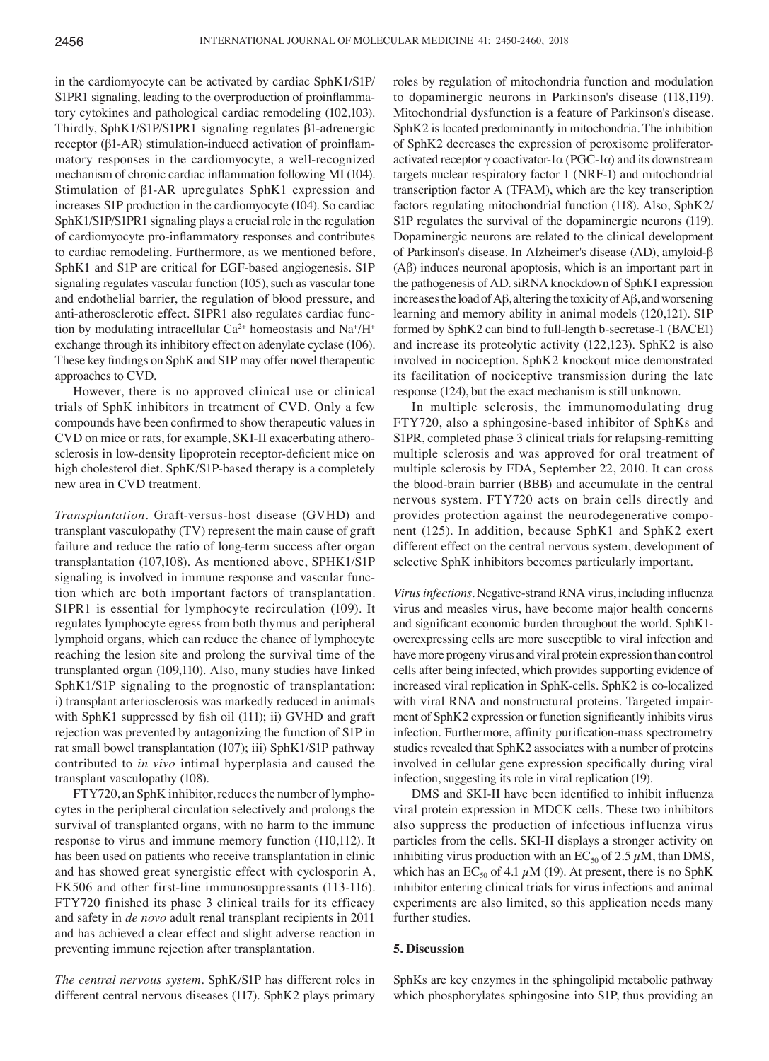in the cardiomyocyte can be activated by cardiac SphK1/S1P/S1PR1 signaling, leading to the overproduction of proinflammatory cytokines and pathological cardiac remodeling (102,103). Thirdly, SphK1/S1P/S1PR1 signaling regulates β1-adrenergic receptor (β1-AR) stimulation-induced activation of proinflammatory responses in the cardiomyocyte, a well-recognized mechanism of chronic cardiac inflammation following MI (104). Stimulation of β1-AR upregulates SphK1 expression and increases S1P production in the cardiomyocyte (104). So cardiac SphK1/S1P/S1PR1 signaling plays a crucial role in the regulation of cardiomyocyte pro-inflammatory responses and contributes to cardiac remodeling. Furthermore, as we mentioned before, SphK1 and S1P are critical for EGF-based angiogenesis. S1P signaling regulates vascular function (105), such as vascular tone and endothelial barrier, the regulation of blood pressure, and anti-atherosclerotic effect. S1PR1 also regulates cardiac function by modulating intracellular $Ca^{2+}$ homeostasis and $Na^+/H^+$ exchange through its inhibitory effect on adenylate cyclase (106). These key findings on SphK and S1P may offer novel therapeutic approaches to CVD.

However, there is no approved clinical use or clinical trials of SphK inhibitors in treatment of CVD. Only a few compounds have been confirmed to show therapeutic values in CVD on mice or rats, for example, SKI-II exacerbating atherosclerosis in low-density lipoprotein receptor-deficient mice on high cholesterol diet. SphK/S1P-based therapy is a completely new area in CVD treatment.

*Transplantation.* Graft-versus-host disease (GVHD) and transplant vasculopathy (TV) represent the main cause of graft failure and reduce the ratio of long-term success after organ transplantation (107,108). As mentioned above, SPHK1/S1P signaling is involved in immune response and vascular function which are both important factors of transplantation. S1PR1 is essential for lymphocyte recirculation (109). It regulates lymphocyte egress from both thymus and peripheral lymphoid organs, which can reduce the chance of lymphocyte reaching the lesion site and prolong the survival time of the transplanted organ (109,110). Also, many studies have linked SphK1/S1P signaling to the prognostic of transplantation: i) transplant arteriosclerosis was markedly reduced in animals with SphK1 suppressed by fish oil (111); ii) GVHD and graft rejection was prevented by antagonizing the function of S1P in rat small bowel transplantation (107); iii) SphK1/S1P pathway contributed to *in vivo* intimal hyperplasia and caused the transplant vasculopathy (108).

FTY720, an SphK inhibitor, reduces the number of lymphocytes in the peripheral circulation selectively and prolongs the survival of transplanted organs, with no harm to the immune response to virus and immune memory function (110,112). It has been used on patients who receive transplantation in clinic and has showed great synergistic effect with cyclosporin A, FK506 and other first-line immunosuppressants (113-116). FTY720 finished its phase 3 clinical trails for its efficacy and safety in *de novo* adult renal transplant recipients in 2011 and has achieved a clear effect and slight adverse reaction in preventing immune rejection after transplantation.

*The central nervous system.* SphK/S1P has different roles in different central nervous diseases (117). SphK2 plays primary roles by regulation of mitochondria function and modulation to dopaminergic neurons in Parkinson's disease (118,119). Mitochondrial dysfunction is a feature of Parkinson's disease. SphK2 is located predominantly in mitochondria. The inhibition of SphK2 decreases the expression of peroxisome proliferator-activated receptor γ coactivator-1α (PGC-1α) and its downstream targets nuclear respiratory factor 1 (NRF-1) and mitochondrial transcription factor A (TFAM), which are the key transcription factors regulating mitochondrial function (118). Also, SphK2/S1P regulates the survival of the dopaminergic neurons (119). Dopaminergic neurons are related to the clinical development of Parkinson's disease. In Alzheimer's disease (AD), amyloid-β (Aβ) induces neuronal apoptosis, which is an important part in the pathogenesis of AD. siRNA knockdown of SphK1 expression increases the load of Aβ, altering the toxicity of Aβ, and worsening learning and memory ability in animal models (120,121). S1P formed by SphK2 can bind to full-length b-secretase-1 (BACE1) and increase its proteolytic activity (122,123). SphK2 is also involved in nociception. SphK2 knockout mice demonstrated its facilitation of nociceptive transmission during the late response (124), but the exact mechanism is still unknown.

In multiple sclerosis, the immunomodulating drug FTY720, also a sphingosine-based inhibitor of SphKs and S1PR, completed phase 3 clinical trials for relapsing-remitting multiple sclerosis and was approved for oral treatment of multiple sclerosis by FDA, September 22, 2010. It can cross the blood-brain barrier (BBB) and accumulate in the central nervous system. FTY720 acts on brain cells directly and provides protection against the neurodegenerative component (125). In addition, because SphK1 and SphK2 exert different effect on the central nervous system, development of selective SphK inhibitors becomes particularly important.

*Virus infections.* Negative-strand RNA virus, including influenza virus and measles virus, have become major health concerns and significant economic burden throughout the world. SphK1-overexpressing cells are more susceptible to viral infection and have more progeny virus and viral protein expression than control cells after being infected, which provides supporting evidence of increased viral replication in SphK-cells. SphK2 is co-localized with viral RNA and nonstructural proteins. Targeted impairment of SphK2 expression or function significantly inhibits virus infection. Furthermore, affinity purification-mass spectrometry studies revealed that SphK2 associates with a number of proteins involved in cellular gene expression specifically during viral infection, suggesting its role in viral replication (19).

DMS and SKI-II have been identified to inhibit influenza viral protein expression in MDCK cells. These two inhibitors also suppress the production of infectious influenza virus particles from the cells. SKI-II displays a stronger activity on inhibiting virus production with an $EC_{50}$ of 2.5 $\mu$M, than DMS, which has an $EC_{50}$ of 4.1 $\mu$M (19). At present, there is no SphK inhibitor entering clinical trials for virus infections and animal experiments are also limited, so this application needs many further studies.

## 5. Discussion

SphKs are key enzymes in the sphingolipid metabolic pathway which phosphorylates sphingosine into S1P, thus providing an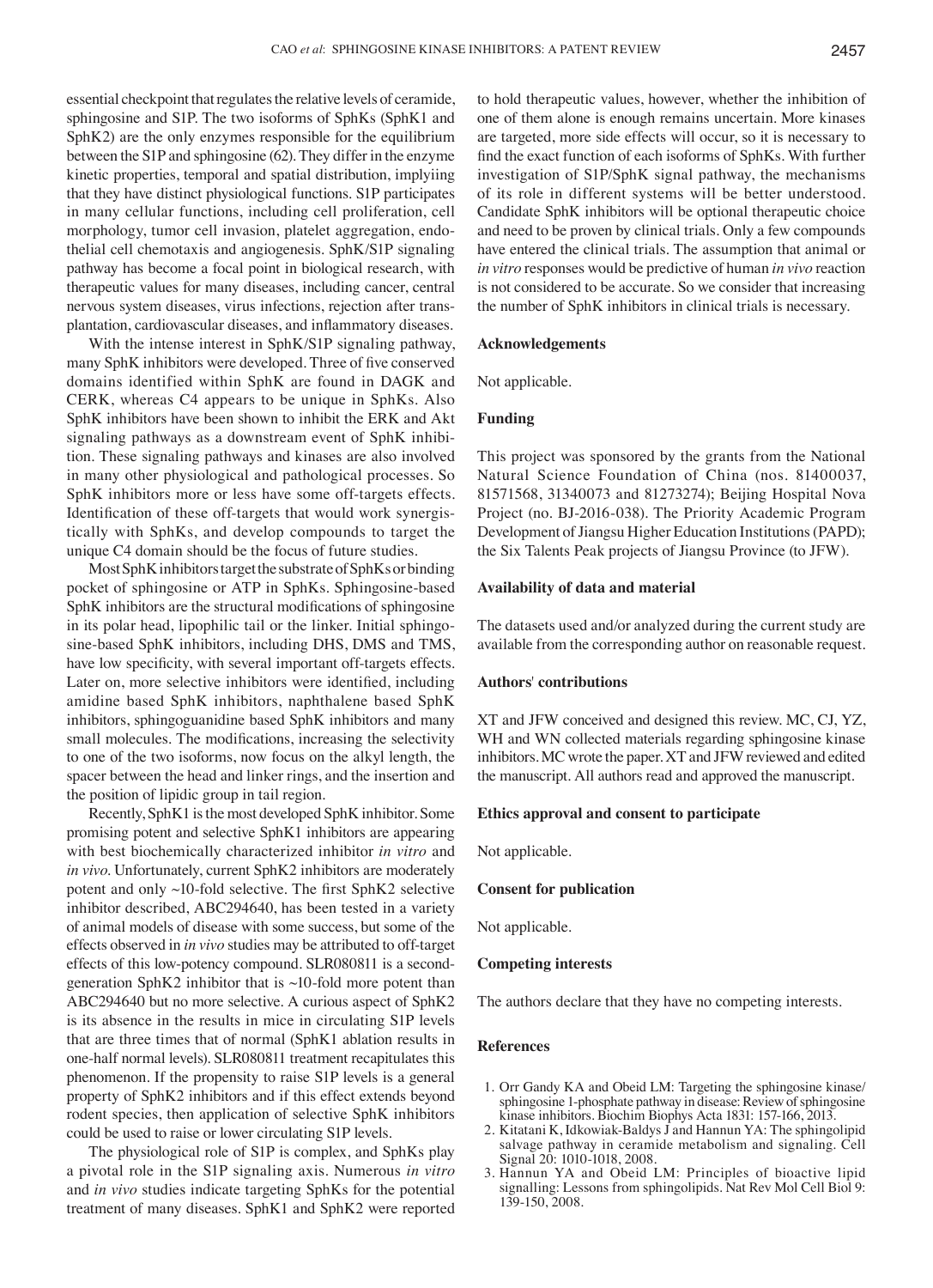essential checkpoint that regulates the relative levels of ceramide, sphingosine and S1P. The two isoforms of SphKs (SphK1 and SphK2) are the only enzymes responsible for the equilibrium between the S1P and sphingosine (62). They differ in the enzyme kinetic properties, temporal and spatial distribution, implyiing that they have distinct physiological functions. S1P participates in many cellular functions, including cell proliferation, cell morphology, tumor cell invasion, platelet aggregation, endothelial cell chemotaxis and angiogenesis. SphK/S1P signaling pathway has become a focal point in biological research, with therapeutic values for many diseases, including cancer, central nervous system diseases, virus infections, rejection after transplantation, cardiovascular diseases, and inflammatory diseases.

With the intense interest in SphK/S1P signaling pathway, many SphK inhibitors were developed. Three of five conserved domains identified within SphK are found in DAGK and CERK, whereas C4 appears to be unique in SphKs. Also SphK inhibitors have been shown to inhibit the ERK and Akt signaling pathways as a downstream event of SphK inhibition. These signaling pathways and kinases are also involved in many other physiological and pathological processes. So SphK inhibitors more or less have some off-targets effects. Identification of these off-targets that would work synergistically with SphKs, and develop compounds to target the unique C4 domain should be the focus of future studies.

Most SphK inhibitors target the substrate of SphKs or binding pocket of sphingosine or ATP in SphKs. Sphingosine-based SphK inhibitors are the structural modifications of sphingosine in its polar head, lipophilic tail or the linker. Initial sphingosine-based SphK inhibitors, including DHS, DMS and TMS, have low specificity, with several important off-targets effects. Later on, more selective inhibitors were identified, including amidine based SphK inhibitors, naphthalene based SphK inhibitors, sphingoguanidine based SphK inhibitors and many small molecules. The modifications, increasing the selectivity to one of the two isoforms, now focus on the alkyl length, the spacer between the head and linker rings, and the insertion and the position of lipidic group in tail region.

Recently, SphK1 is the most developed SphK inhibitor. Some promising potent and selective SphK1 inhibitors are appearing with best biochemically characterized inhibitor *in vitro* and *in vivo*. Unfortunately, current SphK2 inhibitors are moderately potent and only ~10-fold selective. The first SphK2 selective inhibitor described, ABC294640, has been tested in a variety of animal models of disease with some success, but some of the effects observed in *in vivo* studies may be attributed to off-target effects of this low-potency compound. SLR080811 is a second-generation SphK2 inhibitor that is ~10-fold more potent than ABC294640 but no more selective. A curious aspect of SphK2 is its absence in the results in mice in circulating S1P levels that are three times that of normal (SphK1 ablation results in one-half normal levels). SLR080811 treatment recapitulates this phenomenon. If the propensity to raise S1P levels is a general property of SphK2 inhibitors and if this effect extends beyond rodent species, then application of selective SphK inhibitors could be used to raise or lower circulating S1P levels.

The physiological role of S1P is complex, and SphKs play a pivotal role in the S1P signaling axis. Numerous *in vitro* and *in vivo* studies indicate targeting SphKs for the potential treatment of many diseases. SphK1 and SphK2 were reported to hold therapeutic values, however, whether the inhibition of one of them alone is enough remains uncertain. More kinases are targeted, more side effects will occur, so it is necessary to find the exact function of each isoforms of SphKs. With further investigation of S1P/SphK signal pathway, the mechanisms of its role in different systems will be better understood. Candidate SphK inhibitors will be optional therapeutic choice and need to be proven by clinical trials. Only a few compounds have entered the clinical trials. The assumption that animal or *in vitro* responses would be predictive of human *in vivo* reaction is not considered to be accurate. So we consider that increasing the number of SphK inhibitors in clinical trials is necessary.

## Acknowledgements

Not applicable.

## Funding

This project was sponsored by the grants from the National Natural Science Foundation of China (nos. 81400037, 81571568, 31340073 and 81273274); Beijing Hospital Nova Project (no. BJ-2016-038). The Priority Academic Program Development of Jiangsu Higher Education Institutions (PAPD); the Six Talents Peak projects of Jiangsu Province (to JFW).

## Availability of data and material

The datasets used and/or analyzed during the current study are available from the corresponding author on reasonable request.

## Authors' contributions

XT and JFW conceived and designed this review. MC, CJ, YZ, WH and WN collected materials regarding sphingosine kinase inhibitors. MC wrote the paper. XT and JFW reviewed and edited the manuscript. All authors read and approved the manuscript.

## Ethics approval and consent to participate

Not applicable.

## Consent for publication

Not applicable.

## Competing interests

The authors declare that they have no competing interests.

## References

1. Orr Gandy KA and Obeid LM: Targeting the sphingosine kinase/sphingosine 1-phosphate pathway in disease: Review of sphingosine kinase inhibitors. Biochim Biophys Acta 1831: 157-166, 2013.
2. Kitatani K, Idkowiak-Baldys J and Hannun YA: The sphingolipid salvage pathway in ceramide metabolism and signaling. Cell Signal 20: 1010-1018, 2008.
3. Hannun YA and Obeid LM: Principles of bioactive lipid signalling: Lessons from sphingolipids. Nat Rev Mol Cell Biol 9: 139-150, 2008.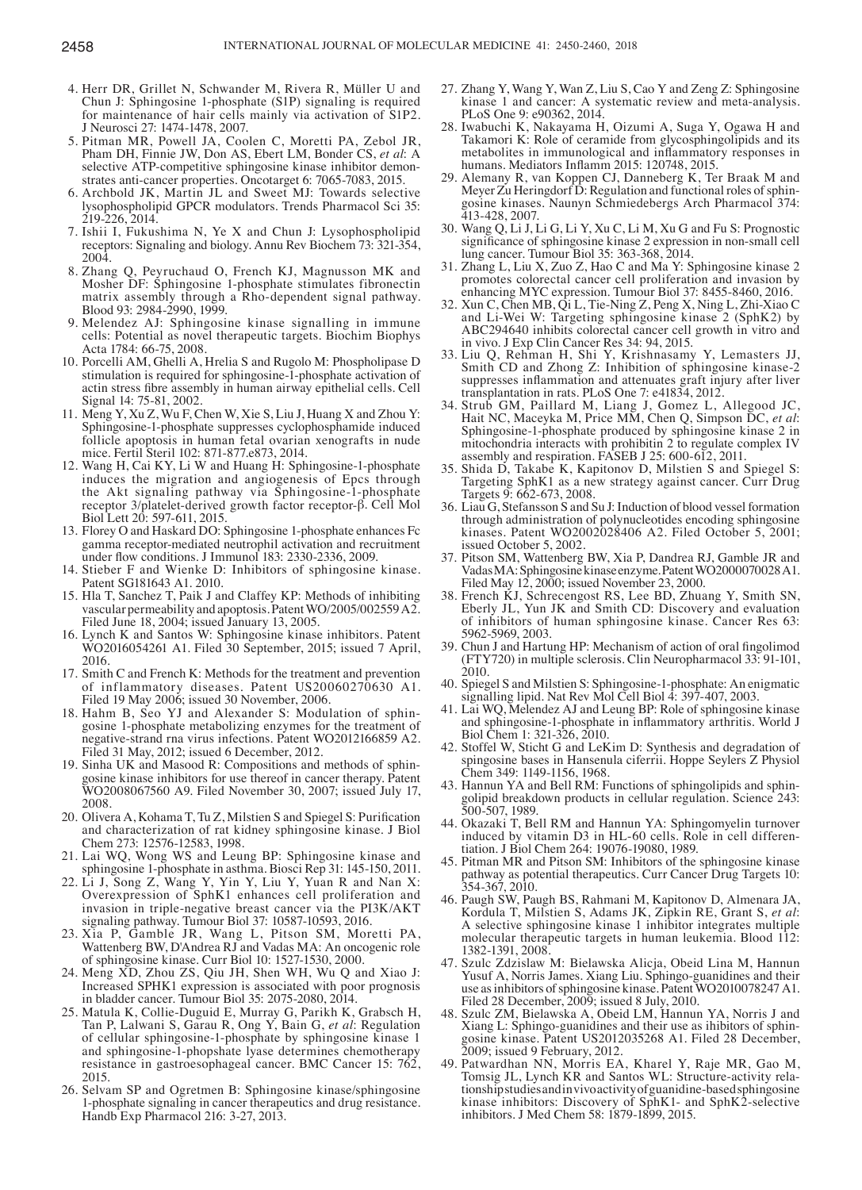4. Herr DR, Grillet N, Schwander M, Rivera R, Müller U and Chun J: Sphingosine 1-phosphate (S1P) signaling is required for maintenance of hair cells mainly via activation of S1P2. J Neurosci 27: 1474-1478, 2007.
5. Pitman MR, Powell JA, Coolen C, Moretti PA, Zebol JR, Pham DH, Finnie JW, Don AS, Ebert LM, Bonder CS, *et al*: A selective ATP-competitive sphingosine kinase inhibitor demonstrates anti-cancer properties. Oncotarget 6: 7065-7083, 2015.
6. Archbold JK, Martin JL and Sweet MJ: Towards selective lysophospholipid GPCR modulators. Trends Pharmacol Sci 35: 219-226, 2014.
7. Ishii I, Fukushima N, Ye X and Chun J: Lysophospholipid receptors: Signaling and biology. Annu Rev Biochem 73: 321-354, 2004.
8. Zhang Q, Peyruchaud O, French KJ, Magnusson MK and Mosher DF: Sphingosine 1-phosphate stimulates fibronectin matrix assembly through a Rho-dependent signal pathway. Blood 93: 2984-2990, 1999.
9. Melendez AJ: Sphingosine kinase signalling in immune cells: Potential as novel therapeutic targets. Biochim Biophys Acta 1784: 66-75, 2008.
10. Porcelli AM, Ghelli A, Hrelia S and Rugolo M: Phospholipase D stimulation is required for sphingosine-1-phosphate activation of actin stress fibre assembly in human airway epithelial cells. Cell Signal 14: 75-81, 2002.
11. Meng Y, Xu Z, Wu F, Chen W, Xie S, Liu J, Huang X and Zhou Y: Sphingosine-1-phosphate suppresses cyclophosphamide induced follicle apoptosis in human fetal ovarian xenografts in nude mice. Fertil Steril 102: 871-877.e873, 2014.
12. Wang H, Cai KY, Li W and Huang H: Sphingosine-1-phosphate induces the migration and angiogenesis of Epcs through the Akt signaling pathway via Sphingosine-1-phosphate receptor 3/platelet-derived growth factor receptor-β. Cell Mol Biol Lett 20: 597-611, 2015.
13. Florey O and Haskard DO: Sphingosine 1-phosphate enhances Fc gamma receptor-mediated neutrophil activation and recruitment under flow conditions. J Immunol 183: 2330-2336, 2009.
14. Stieber F and Wienke D: Inhibitors of sphingosine kinase. Patent SG181643 A1. 2010.
15. Hla T, Sanchez T, Paik J and Claffey KP: Methods of inhibiting vascular permeability and apoptosis. Patent WO/2005/002559 A2. Filed June 18, 2004; issued January 13, 2005.
16. Lynch K and Santos W: Sphingosine kinase inhibitors. Patent WO2016054261 A1. Filed 30 September, 2015; issued 7 April, 2016.
17. Smith C and French K: Methods for the treatment and prevention of inflammatory diseases. Patent US20060270630 A1. Filed 19 May 2006; issued 30 November, 2006.
18. Hahm B, Seo YJ and Alexander S: Modulation of sphingosine 1-phosphate metabolizing enzymes for the treatment of negative-strand rna virus infections. Patent WO2012166859 A2. Filed 31 May, 2012; issued 6 December, 2012.
19. Sinha UK and Masood R: Compositions and methods of sphingosine kinase inhibitors for use thereof in cancer therapy. Patent WO2008067560 A9. Filed November 30, 2007; issued July 17, 2008.
20. Olivera A, Kohama T, Tu Z, Milstien S and Spiegel S: Purification and characterization of rat kidney sphingosine kinase. J Biol Chem 273: 12576-12583, 1998.
21. Lai WQ, Wong WS and Leung BP: Sphingosine kinase and sphingosine 1-phosphate in asthma. Biosci Rep 31: 145-150, 2011.
22. Li J, Song Z, Wang Y, Yin Y, Liu Y, Yuan R and Nan X: Overexpression of SphK1 enhances cell proliferation and invasion in triple-negative breast cancer via the PI3K/AKT signaling pathway. Tumour Biol 37: 10587-10593, 2016.
23. Xia P, Gamble JR, Wang L, Pitson SM, Moretti PA, Wattenberg BW, D'Andrea RJ and Vadas MA: An oncogenic role of sphingosine kinase. Curr Biol 10: 1527-1530, 2000.
24. Meng XD, Zhou ZS, Qiu JH, Shen WH, Wu Q and Xiao J: Increased SPHK1 expression is associated with poor prognosis in bladder cancer. Tumour Biol 35: 2075-2080, 2014.
25. Matula K, Collie-Duguid E, Murray G, Parikh K, Grabsch H, Tan P, Lalwani S, Garau R, Ong Y, Bain G, *et al*: Regulation of cellular sphingosine-1-phosphate by sphingosine kinase 1 and sphingosine-1-phopshate lyase determines chemotherapy resistance in gastroesophageal cancer. BMC Cancer 15: 762, 2015.
26. Selvam SP and Ogretmen B: Sphingosine kinase/sphingosine 1-phosphate signaling in cancer therapeutics and drug resistance. Handb Exp Pharmacol 216: 3-27, 2013.
27. Zhang Y, Wang Y, Wan Z, Liu S, Cao Y and Zeng Z: Sphingosine kinase 1 and cancer: A systematic review and meta-analysis. PLoS One 9: e90362, 2014.
28. Iwabuchi K, Nakayama H, Oizumi A, Suga Y, Ogawa H and Takamori K: Role of ceramide from glycosphingolipids and its metabolites in immunological and inflammatory responses in humans. Mediators Inflamm 2015: 120748, 2015.
29. Alemany R, van Koppen CJ, Danneberg K, Ter Braak M and Meyer Zu Heringdorf D: Regulation and functional roles of sphingosine kinases. Naunyn Schmiedebergs Arch Pharmacol 374: 413-428, 2007.
30. Wang Q, Li J, Li G, Li Y, Xu C, Li M, Xu G and Fu S: Prognostic significance of sphingosine kinase 2 expression in non-small cell lung cancer. Tumour Biol 35: 363-368, 2014.
31. Zhang L, Liu X, Zuo Z, Hao C and Ma Y: Sphingosine kinase 2 promotes colorectal cancer cell proliferation and invasion by enhancing MYC expression. Tumour Biol 37: 8455-8460, 2016.
32. Xun C, Chen MB, Qi L, Tie-Ning Z, Peng X, Ning L, Zhi-Xiao C and Li-Wei W: Targeting sphingosine kinase 2 (SphK2) by ABC294640 inhibits colorectal cancer cell growth in vitro and in vivo. J Exp Clin Cancer Res 34: 94, 2015.
33. Liu Q, Rehman H, Shi Y, Krishnasamy Y, Lemasters JJ, Smith CD and Zhong Z: Inhibition of sphingosine kinase-2 suppresses inflammation and attenuates graft injury after liver transplantation in rats. PLoS One 7: e41834, 2012.
34. Strub GM, Paillard M, Liang J, Gomez L, Allegood JC, Hait NC, Maceyka M, Price MM, Chen Q, Simpson DC, *et al*: Sphingosine-1-phosphate produced by sphingosine kinase 2 in mitochondria interacts with prohibitin 2 to regulate complex IV assembly and respiration. FASEB J 25: 600-612, 2011.
35. Shida D, Takabe K, Kapitonov D, Milstien S and Spiegel S: Targeting SphK1 as a new strategy against cancer. Curr Drug Targets 9: 662-673, 2008.
36. Liau G, Stefansson S and Su J: Induction of blood vessel formation through administration of polynucleotides encoding sphingosine kinases. Patent WO2002028406 A2. Filed October 5, 2001; issued October 5, 2002.
37. Pitson SM, Wattenberg BW, Xia P, Dandrea RJ, Gamble JR and Vadas MA: Sphingosine kinase enzyme. Patent WO2000070028 A1. Filed May 12, 2000; issued November 23, 2000.
38. French KJ, Schrecengost RS, Lee BD, Zhuang Y, Smith SN, Eberly JL, Yun JK and Smith CD: Discovery and evaluation of inhibitors of human sphingosine kinase. Cancer Res 63: 5962-5969, 2003.
39. Chun J and Hartung HP: Mechanism of action of oral fingolimod (FTY720) in multiple sclerosis. Clin Neuropharmacol 33: 91-101, 2010.
40. Spiegel S and Milstien S: Sphingosine-1-phosphate: An enigmatic signalling lipid. Nat Rev Mol Cell Biol 4: 397-407, 2003.
41. Lai WQ, Melendez AJ and Leung BP: Role of sphingosine kinase and sphingosine-1-phosphate in inflammatory arthritis. World J Biol Chem 1: 321-326, 2010.
42. Stoffel W, Sticht G and LeKim D: Synthesis and degradation of spingosine bases in Hansenula ciferrii. Hoppe Seylers Z Physiol Chem 349: 1149-1156, 1968.
43. Hannun YA and Bell RM: Functions of sphingolipids and sphingolipid breakdown products in cellular regulation. Science 243: 500-507, 1989.
44. Okazaki T, Bell RM and Hannun YA: Sphingomyelin turnover induced by vitamin D3 in HL-60 cells. Role in cell differentiation. J Biol Chem 264: 19076-19080, 1989.
45. Pitman MR and Pitson SM: Inhibitors of the sphingosine kinase pathway as potential therapeutics. Curr Cancer Drug Targets 10: 354-367, 2010.
46. Paugh SW, Paugh BS, Rahmani M, Kapitonov D, Almenara JA, Kordula T, Milstien S, Adams JK, Zipkin RE, Grant S, *et al*: A selective sphingosine kinase 1 inhibitor integrates multiple molecular therapeutic targets in human leukemia. Blood 112: 1382-1391, 2008.
47. Szulc Zdzislaw M: Bielawska Alicja, Obeid Lina M, Hannun Yusuf A, Norris James. Xiang Liu. Sphingo-guanidines and their use as inhibitors of sphingosine kinase. Patent WO2010078247 A1. Filed 28 December, 2009; issued 8 July, 2010.
48. Szulc ZM, Bielawska A, Obeid LM, Hannun YA, Norris J and Xiang L: Sphingo-guanidines and their use as ihibitors of sphingosine kinase. Patent US2012035268 A1. Filed 28 December, 2009; issued 9 February, 2012.
49. Patwardhan NN, Morris EA, Kharel Y, Raje MR, Gao M, Tomsig JL, Lynch KR and Santos WL: Structure-activity relationship studies and in vivo activity of guanidine-based sphingosine kinase inhibitors: Discovery of SphK1- and SphK2-selective inhibitors. J Med Chem 58: 1879-1899, 2015.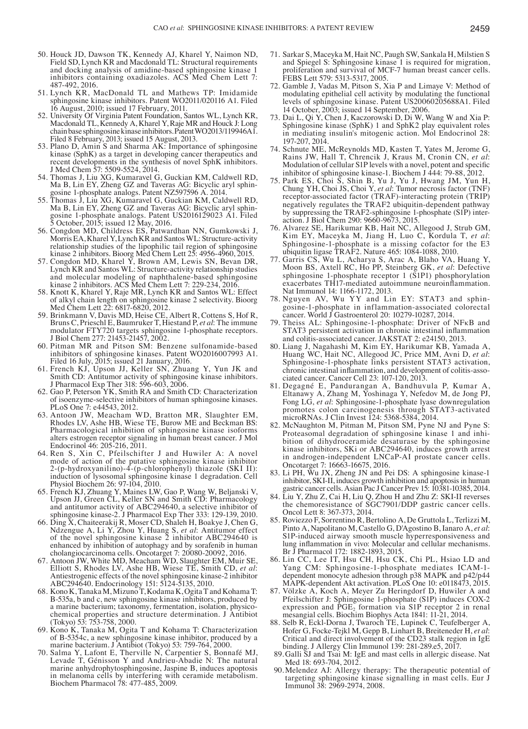50. Houck JD, Dawson TK, Kennedy AJ, Kharel Y, Naimon ND, Field SD, Lynch KR and Macdonald TL: Structural requirements and docking analysis of amidine-based sphingosine kinase 1 inhibitors containing oxadiazoles. ACS Med Chem Lett 7: 487-492, 2016.
51. Lynch KR, MacDonald TL and Mathews TP: Imidamide sphingosine kinase inhibitors. Patent WO2011/020116 A1. Filed 16 August, 2010; issued 17 February, 2011.
52. University Of Virginia Patent Foundation, Santos WL, Lynch KR, Macdonald TL, Kennedy A, Kharel Y, Raje MR and Houck J: Long chain base sphingosine kinase inhibitors. Patent WO2013/119946A1. Filed 8 February, 2013; issued 15 August, 2013.
53. Plano D, Amin S and Sharma AK: Importance of sphingosine kinase (SphK) as a target in developing cancer therapeutics and recent developments in the synthesis of novel SphK inhibitors. J Med Chem 57: 5509-5524, 2014.
54. Thomas J, Liu XG, Kumaravel G, Guckian KM, Caldwell RD, Ma B, Lin EY, Zheng GZ and Taveras AG: Bicyclic aryl sphingosine 1-phosphate analogs. Patent NZ597596 A. 2014.
55. Thomas J, Liu XG, Kumaravel G, Guckian KM, Caldwell RD, Ma B, Lin EY, Zheng GZ and Taveras AG: Bicyclic aryl sphingosine 1-phosphate analogs. Patent US2016129023 A1. Filed 5 October, 2015; issued 12 May, 2016.
56. Congdon MD, Childress ES, Patwardhan NN, Gumkowski J, Morris EA, Kharel Y, Lynch KR and Santos WL: Structure-activity relationship studies of the lipophilic tail region of sphingosine kinase 2 inhibitors. Bioorg Med Chem Lett 25: 4956-4960, 2015.
57. Congdon MD, Kharel Y, Brown AM, Lewis SN, Bevan DR, Lynch KR and Santos WL: Structure-activity relationship studies and molecular modeling of naphthalene-based sphingosine kinase 2 inhibitors. ACS Med Chem Lett 7: 229-234, 2016.
58. Knott K, Kharel Y, Raje MR, Lynch KR and Santos WL: Effect of alkyl chain length on sphingosine kinase 2 selectivity. Bioorg Med Chem Lett 22: 6817-6820, 2012.
59. Brinkmann V, Davis MD, Heise CE, Albert R, Cottens S, Hof R, Bruns C, Prieschl E, Baumruker T, Hiestand P, *et al*: The immune modulator FTY720 targets sphingosine 1-phosphate receptors. J Biol Chem 277: 21453-21457, 2002.
60. Pitman MR and Pitson SM: Benzene sulfonamide-based inhibitors of sphingosine kinases. Patent WO2016007993 A1. Filed 16 July, 2015; issued 21 January, 2016.
61. French KJ, Upson JJ, Keller SN, Zhuang Y, Yun JK and Smith CD: Antitumor activity of sphingosine kinase inhibitors. J Pharmacol Exp Ther 318: 596-603, 2006.
62. Gao P, Peterson YK, Smith RA and Smith CD: Characterization of isoenzyme-selective inhibitors of human sphingosine kinases. PLoS One 7: e44543, 2012.
63. Antoon JW, Meacham WD, Bratton MR, Slaughter EM, Rhodes LV, Ashe HB, Wiese TE, Burow ME and Beckman BS: Pharmacological inhibition of sphingosine kinase isoforms alters estrogen receptor signaling in human breast cancer. J Mol Endocrinol 46: 205-216, 2011.
64. Ren S, Xin C, Pfeilschifter J and Huwiler A: A novel mode of action of the putative sphingosine kinase inhibitor 2-(p-hydroxyanilino)-4-(p-chlorophenyl) thiazole (SKI II): induction of lysosomal sphingosine kinase 1 degradation. Cell Physiol Biochem 26: 97-104, 2010.
65. French KJ, Zhuang Y, Maines LW, Gao P, Wang W, Beljanski V, Upson JJ, Green CL, Keller SN and Smith CD: Pharmacology and antitumor activity of ABC294640, a selective inhibitor of sphingosine kinase-2. J Pharmacol Exp Ther 333: 129-139, 2010.
66. Ding X, Chaiteerakij R, Moser CD, Shaleh H, Boakye J, Chen G, Ndzengue A, Li Y, Zhou Y, Huang S, *et al*: Antitumor effect of the novel sphingosine kinase 2 inhibitor ABC294640 is enhanced by inhibition of autophagy and by sorafenib in human cholangiocarcinoma cells. Oncotarget 7: 20080-20092, 2016.
67. Antoon JW, White MD, Meacham WD, Slaughter EM, Muir SE, Elliott S, Rhodes LV, Ashe HB, Wiese TE, Smith CD, *et al*: Antiestrogenic effects of the novel sphingosine kinase-2 inhibitor ABC294640. Endocrinology 151: 5124-5135, 2010.
68. Kono K, Tanaka M, Mizuno T, Kodama K, Ogita T and Kohama T: B-535a, b and c, new sphingosine kinase inhibitors, produced by a marine bacterium; taxonomy, fermentation, isolation, physicochemical properties and structure determination. J Antibiot (Tokyo) 53: 753-758, 2000.
69. Kono K, Tanaka M, Ogita T and Kohama T: Characterization of B-5354c, a new sphingosine kinase inhibitor, produced by a marine bacterium. J Antibiot (Tokyo) 53: 759-764, 2000.
70. Salma Y, Lafont E, Therville N, Carpentier S, Bonnafé MJ, Levade T, Génisson Y and Andrieu-Abadie N: The natural marine anhydrophytosphingosine, Jaspine B, induces apoptosis in melanoma cells by interfering with ceramide metabolism. Biochem Pharmacol 78: 477-485, 2009.
71. Sarkar S, Maceyka M, Hait NC, Paugh SW, Sankala H, Milstien S and Spiegel S: Sphingosine kinase 1 is required for migration, proliferation and survival of MCF-7 human breast cancer cells. FEBS Lett 579: 5313-5317, 2005.
72. Gamble J, Vadas M, Pitson S, Xia P and Limaye V: Method of modulating epithelial cell activity by modulating the functional levels of sphingosine kinase. Patent US20060205688A1. Filed 14 October, 2003; issued 14 September, 2006.
73. Dai L, Qi Y, Chen J, Kaczorowski D, Di W, Wang W and Xia P: Sphingosine kinase (SphK) 1 and SphK2 play equivalent roles in mediating insulin's mitogenic action. Mol Endocrinol 28: 197-207, 2014.
74. Schnute ME, McReynolds MD, Kasten T, Yates M, Jerome G, Rains JW, Hall T, Chrencik J, Kraus M, Cronin CN, *et al*: Modulation of cellular S1P levels with a novel, potent and specific inhibitor of sphingosine kinase-1. Biochem J 444: 79-88, 2012.
75. Park ES, Choi S, Shin B, Yu J, Yu J, Hwang JM, Yun H, Chung YH, Choi JS, Choi Y, *et al*: Tumor necrosis factor (TNF) receptor-associated factor (TRAF)-interacting protein (TRIP) negatively regulates the TRAF2 ubiquitin-dependent pathway by suppressing the TRAF2-sphingosine 1-phosphate (S1P) interaction. J Biol Chem 290: 9660-9673, 2015.
76. Alvarez SE, Harikumar KB, Hait NC, Allegood J, Strub GM, Kim EY, Maceyka M, Jiang H, Luo C, Kordula T, *et al*: Sphingosine-1-phosphate is a missing cofactor for the E3 ubiquitin ligase TRAF2. Nature 465: 1084-1088, 2010.
77. Garris CS, Wu L, Acharya S, Arac A, Blaho VA, Huang Y, Moon BS, Axtell RC, Ho PP, Steinberg GK, *et al*: Defective sphingosine 1-phosphate receptor 1 (S1P1) phosphorylation exacerbates TH17-mediated autoimmune neuroinflammation. Nat Immunol 14: 1166-1172, 2013.
78. Nguyen AV, Wu YY and Lin EY: STAT3 and sphingosine-1-phosphate in inflammation-associated colorectal cancer. World J Gastroenterol 20: 10279-10287, 2014.
79. Theiss AL: Sphingosine-1-phosphate: Driver of NFκB and STAT3 persistent activation in chronic intestinal inflammation and colitis-associated cancer. JAKSTAT 2: e24150, 2013.
80. Liang J, Nagahashi M, Kim EY, Harikumar KB, Yamada A, Huang WC, Hait NC, Allegood JC, Price MM, Avni D, *et al*: Sphingosine-1-phosphate links persistent STAT3 activation, chronic intestinal inflammation, and development of colitis-associated cancer. Cancer Cell 23: 107-120, 2013.
81. Degagné E, Pandurangan A, Bandhuvula P, Kumar A, Eltanawy A, Zhang M, Yoshinaga Y, Nefedov M, de Jong PJ, Fong LG, *et al*: Sphingosine-1-phosphate lyase downregulation promotes colon carcinogenesis through STAT3-activated microRNAs. J Clin Invest 124: 5368-5384, 2014.
82. McNaughton M, Pitman M, Pitson SM, Pyne NJ and Pyne S: Proteasomal degradation of sphingosine kinase 1 and inhibition of dihydroceramide desaturase by the sphingosine kinase inhibitors, SKi or ABC294640, induces growth arrest in androgen-independent LNCaP-AI prostate cancer cells. Oncotarget 7: 16663-16675, 2016.
83. Li PH, Wu JX, Zheng JN and Pei DS: A sphingosine kinase-1 inhibitor, SKI-II, induces growth inhibition and apoptosis in human gastric cancer cells. Asian Pac J Cancer Prev 15: 10381-10385, 2014.
84. Liu Y, Zhu Z, Cai H, Liu Q, Zhou H and Zhu Z: SKI-II reverses the chemoresistance of SGC7901/DDP gastric cancer cells. Oncol Lett 8: 367-373, 2014.
85. Roviezzo F, Sorrentino R, Bertolino A, De Gruttola L, Terlizzi M, Pinto A, Napolitano M, Castello G, D'Agostino B, Ianaro A, *et al*: S1P-induced airway smooth muscle hyperresponsiveness and lung inflammation in vivo: Molecular and cellular mechanisms. Br J Pharmacol 172: 1882-1893, 2015.
86. Lin CC, Lee IT, Hsu CH, Hsu CK, Chi PL, Hsiao LD and Yang CM: Sphingosine-1-phosphate mediates ICAM-1-dependent monocyte adhesion through p38 MAPK and p42/p44 MAPK-dependent Akt activation. PLoS One 10: e0118473, 2015.
87. Völzke A, Koch A, Meyer Zu Heringdorf D, Huwiler A and Pfeilschifter J: Sphingosine 1-phosphate (S1P) induces COX-2 expression and $PGE_2$ formation via S1P receptor 2 in renal mesangial cells. Biochim Biophys Acta 1841: 11-21, 2014.
88. Selb R, Eckl-Dorna J, Twaroch TE, Lupinek C, Teufelberger A, Hofer G, Focke-Tejkl M, Gepp B, Linhart B, Breiteneder H, *et al*: Critical and direct involvement of the CD23 stalk region in IgE binding. J Allergy Clin Immunol 139: 281-289.e5, 2017.
89. Galli SJ and Tsai M: IgE and mast cells in allergic disease. Nat Med 18: 693-704, 2012.
90. Melendez AJ: Allergy therapy: The therapeutic potential of targeting sphingosine kinase signalling in mast cells. Eur J Immunol 38: 2969-2974, 2008.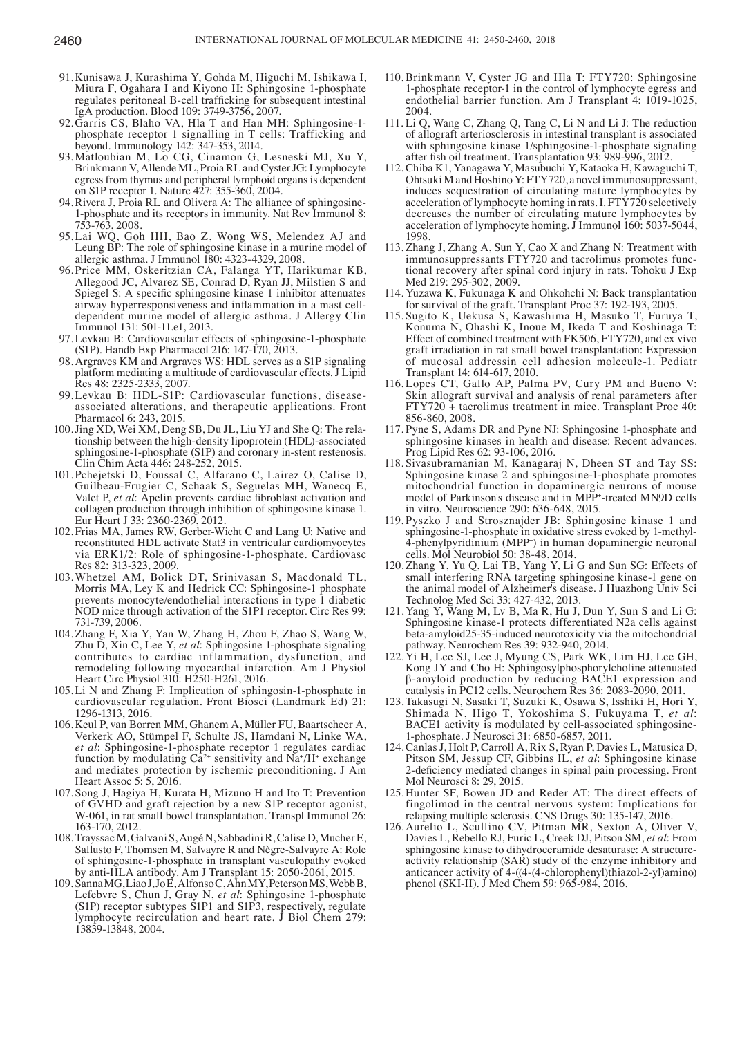91. Kunisawa J, Kurashima Y, Gohda M, Higuchi M, Ishikawa I, Miura F, Ogahara I and Kiyono H: Sphingosine 1-phosphate regulates peritoneal B-cell trafficking for subsequent intestinal IgA production. Blood 109: 3749-3756, 2007.
92. Garris CS, Blaho VA, Hla T and Han MH: Sphingosine-1-phosphate receptor 1 signalling in T cells: Trafficking and beyond. Immunology 142: 347-353, 2014.
93. Matloubian M, Lo CG, Cinamon G, Lesneski MJ, Xu Y, Brinkmann V, Allende ML, Proia RL and Cyster JG: Lymphocyte egress from thymus and peripheral lymphoid organs is dependent on S1P receptor 1. Nature 427: 355-360, 2004.
94. Rivera J, Proia RL and Olivera A: The alliance of sphingosine-1-phosphate and its receptors in immunity. Nat Rev Immunol 8: 753-763, 2008.
95. Lai WQ, Goh HH, Bao Z, Wong WS, Melendez AJ and Leung BP: The role of sphingosine kinase in a murine model of allergic asthma. J Immunol 180: 4323-4329, 2008.
96. Price MM, Oskeritzian CA, Falanga YT, Harikumar KB, Allegood JC, Alvarez SE, Conrad D, Ryan JJ, Milstien S and Spiegel S: A specific sphingosine kinase 1 inhibitor attenuates airway hyperresponsiveness and inflammation in a mast cell-dependent murine model of allergic asthma. J Allergy Clin Immunol 131: 501-11.e1, 2013.
97. Levkau B: Cardiovascular effects of sphingosine-1-phosphate (S1P). Handb Exp Pharmacol 216: 147-170, 2013.
98. Argraves KM and Argraves WS: HDL serves as a S1P signaling platform mediating a multitude of cardiovascular effects. J Lipid Res 48: 2325-2333, 2007.
99. Levkau B: HDL-S1P: Cardiovascular functions, disease-associated alterations, and therapeutic applications. Front Pharmacol 6: 243, 2015.
100. Jing XD, Wei XM, Deng SB, Du JL, Liu YJ and She Q: The relationship between the high-density lipoprotein (HDL)-associated sphingosine-1-phosphate (S1P) and coronary in-stent restenosis. Clin Chim Acta 446: 248-252, 2015.
101. Pchejetski D, Foussal C, Alfarano C, Lairez O, Calise D, Guilbeau-Frugier C, Schaak S, Seguelas MH, Wanecq E, Valet P, *et al*: Apelin prevents cardiac fibroblast activation and collagen production through inhibition of sphingosine kinase 1. Eur Heart J 33: 2360-2369, 2012.
102. Frias MA, James RW, Gerber-Wicht C and Lang U: Native and reconstituted HDL activate Stat3 in ventricular cardiomyocytes via ERK1/2: Role of sphingosine-1-phosphate. Cardiovasc Res 82: 313-323, 2009.
103. Whetzel AM, Bolick DT, Srinivasan S, Macdonald TL, Morris MA, Ley K and Hedrick CC: Sphingosine-1 phosphate prevents monocyte/endothelial interactions in type 1 diabetic NOD mice through activation of the S1P1 receptor. Circ Res 99: 731-739, 2006.
104. Zhang F, Xia Y, Yan W, Zhang H, Zhou F, Zhao S, Wang W, Zhu D, Xin C, Lee Y, *et al*: Sphingosine 1-phosphate signaling contributes to cardiac inflammation, dysfunction, and remodeling following myocardial infarction. Am J Physiol Heart Circ Physiol 310: H250-H261, 2016.
105. Li N and Zhang F: Implication of sphingosin-1-phosphate in cardiovascular regulation. Front Biosci (Landmark Ed) 21: 1296-1313, 2016.
106. Keul P, van Borren MM, Ghanem A, Müller FU, Baartscheer A, Verkerk AO, Stümpel F, Schulte JS, Hamdani N, Linke WA, *et al*: Sphingosine-1-phosphate receptor 1 regulates cardiac function by modulating $Ca^{2+}$ sensitivity and $Na^+/H^+$ exchange and mediates protection by ischemic preconditioning. J Am Heart Assoc 5: 5, 2016.
107. Song J, Hagiya H, Kurata H, Mizuno H and Ito T: Prevention of GVHD and graft rejection by a new S1P receptor agonist, W-061, in rat small bowel transplantation. Transpl Immunol 26: 163-170, 2012.
108. Trayssac M, Galvani S, Augé N, Sabbadini R, Calise D, Mucher E, Sallusto F, Thomsen M, Salvayre R and Nègre-Salvayre A: Role of sphingosine-1-phosphate in transplant vasculopathy evoked by anti-HLA antibody. Am J Transplant 15: 2050-2061, 2015.
109. Sanna MG, Liao J, Jo E, Alfonso C, Ahn MY, Peterson MS, Webb B, Lefebvre S, Chun J, Gray N, *et al*: Sphingosine 1-phosphate (S1P) receptor subtypes S1P1 and S1P3, respectively, regulate lymphocyte recirculation and heart rate. J Biol Chem 279: 13839-13848, 2004.
110. Brinkmann V, Cyster JG and Hla T: FTY720: Sphingosine 1-phosphate receptor-1 in the control of lymphocyte egress and endothelial barrier function. Am J Transplant 4: 1019-1025, 2004.
111. Li Q, Wang C, Zhang Q, Tang C, Li N and Li J: The reduction of allograft arteriosclerosis in intestinal transplant is associated with sphingosine kinase 1/sphingosine-1-phosphate signaling after fish oil treatment. Transplantation 93: 989-996, 2012.
112. Chiba K1, Yanagawa Y, Masubuchi Y, Kataoka H, Kawaguchi T, Ohtsuki M and Hoshino Y: FTY720, a novel immunosuppressant, induces sequestration of circulating mature lymphocytes by acceleration of lymphocyte homing in rats. I. FTY720 selectively decreases the number of circulating mature lymphocytes by acceleration of lymphocyte homing. J Immunol 160: 5037-5044, 1998.
113. Zhang J, Zhang A, Sun Y, Cao X and Zhang N: Treatment with immunosuppressants FTY720 and tacrolimus promotes functional recovery after spinal cord injury in rats. Tohoku J Exp Med 219: 295-302, 2009.
114. Yuzawa K, Fukunaga K and Ohkohchi N: Back transplantation for survival of the graft. Transplant Proc 37: 192-193, 2005.
115. Sugito K, Uekusa S, Kawashima H, Masuko T, Furuya T, Konuma N, Ohashi K, Inoue M, Ikeda T and Koshinaga T: Effect of combined treatment with FK506, FTY720, and ex vivo graft irradiation in rat small bowel transplantation: Expression of mucosal addressin cell adhesion molecule-1. Pediatr Transplant 14: 614-617, 2010.
116. Lopes CT, Gallo AP, Palma PV, Cury PM and Bueno V: Skin allograft survival and analysis of renal parameters after FTY720 + tacrolimus treatment in mice. Transplant Proc 40: 856-860, 2008.
117. Pyne S, Adams DR and Pyne NJ: Sphingosine 1-phosphate and sphingosine kinases in health and disease: Recent advances. Prog Lipid Res 62: 93-106, 2016.
118. Sivasubramanian M, Kanagaraj N, Dheen ST and Tay SS: Sphingosine kinase 2 and sphingosine-1-phosphate promotes mitochondrial function in dopaminergic neurons of mouse model of Parkinson's disease and in $MPP^+$-treated MN9D cells in vitro. Neuroscience 290: 636-648, 2015.
119. Pyszko J and Strosznajder JB: Sphingosine kinase 1 and sphingosine-1-phosphate in oxidative stress evoked by 1-methyl-4-phenylpyridinium ($MPP^+$) in human dopaminergic neuronal cells. Mol Neurobiol 50: 38-48, 2014.
120. Zhang Y, Yu Q, Lai TB, Yang Y, Li G and Sun SG: Effects of small interfering RNA targeting sphingosine kinase-1 gene on the animal model of Alzheimer's disease. J Huazhong Univ Sci Technolog Med Sci 33: 427-432, 2013.
121. Yang Y, Wang M, Lv B, Ma R, Hu J, Dun Y, Sun S and Li G: Sphingosine kinase-1 protects differentiated N2a cells against beta-amyloid25-35-induced neurotoxicity via the mitochondrial pathway. Neurochem Res 39: 932-940, 2014.
122. Yi H, Lee SJ, Lee J, Myung CS, Park WK, Lim HJ, Lee GH, Kong JY and Cho H: Sphingosylphosphorylcholine attenuated β-amyloid production by reducing BACE1 expression and catalysis in PC12 cells. Neurochem Res 36: 2083-2090, 2011.
123. Takasugi N, Sasaki T, Suzuki K, Osawa S, Isshiki H, Hori Y, Shimada N, Higo T, Yokoshima S, Fukuyama T, *et al*: BACE1 activity is modulated by cell-associated sphingosine-1-phosphate. J Neurosci 31: 6850-6857, 2011.
124. Canlas J, Holt P, Carroll A, Rix S, Ryan P, Davies L, Matusica D, Pitson SM, Jessup CF, Gibbins IL, *et al*: Sphingosine kinase 2-deficiency mediated changes in spinal pain processing. Front Mol Neurosci 8: 29, 2015.
125. Hunter SF, Bowen JD and Reder AT: The direct effects of fingolimod in the central nervous system: Implications for relapsing multiple sclerosis. CNS Drugs 30: 135-147, 2016.
126. Aurelio L, Scullino CV, Pitman MR, Sexton A, Oliver V, Davies L, Rebello RJ, Furic L, Creek DJ, Pitson SM, *et al*: From sphingosine kinase to dihydroceramide desaturase: A structure-activity relationship (SAR) study of the enzyme inhibitory and anticancer activity of 4-((4-(4-chlorophenyl)thiazol-2-yl)amino) phenol (SKI-II). J Med Chem 59: 965-984, 2016.